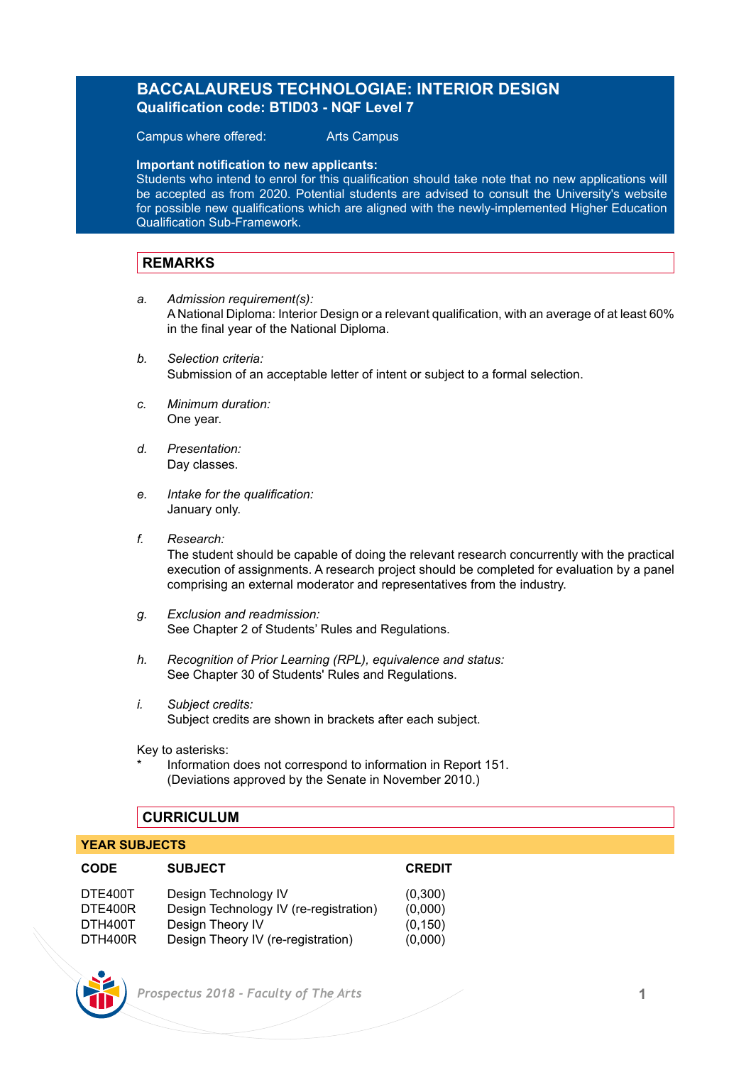# BACCALAUREUS TECHNOLOGIAE: INTERIOR DESIGN

**Qualification code: BTID03 - NQF Level 7**

Campus where offered: Arts Campus

**Important notification to new applicants:**
Students who intend to enrol for this qualification should take note that no new applications will be accepted as from 2020. Potential students are advised to consult the University's website for possible new qualifications which are aligned with the newly-implemented Higher Education Qualification Sub-Framework.

## REMARKS

a. *Admission requirement(s):*
A National Diploma: Interior Design or a relevant qualification, with an average of at least 60% in the final year of the National Diploma.

b. *Selection criteria:*
Submission of an acceptable letter of intent or subject to a formal selection.

c. *Minimum duration:*
One year.

d. *Presentation:*
Day classes.

e. *Intake for the qualification:*
January only.

f. *Research:*
The student should be capable of doing the relevant research concurrently with the practical execution of assignments. A research project should be completed for evaluation by a panel comprising an external moderator and representatives from the industry.

g. *Exclusion and readmission:*
See Chapter 2 of Students' Rules and Regulations.

h. *Recognition of Prior Learning (RPL), equivalence and status:*
See Chapter 30 of Students' Rules and Regulations.

i. *Subject credits:*
Subject credits are shown in brackets after each subject.

Key to asterisks:
\* Information does not correspond to information in Report 151. (Deviations approved by the Senate in November 2010.)

## CURRICULUM

### YEAR SUBJECTS

| CODE | SUBJECT | CREDIT |
|---|---|---|
| DTE400T | Design Technology IV | (0,300) |
| DTE400R | Design Technology IV (re-registration) | (0,000) |
| DTH400T | Design Theory IV | (0,150) |
| DTH400R | Design Theory IV (re-registration) | (0,000) |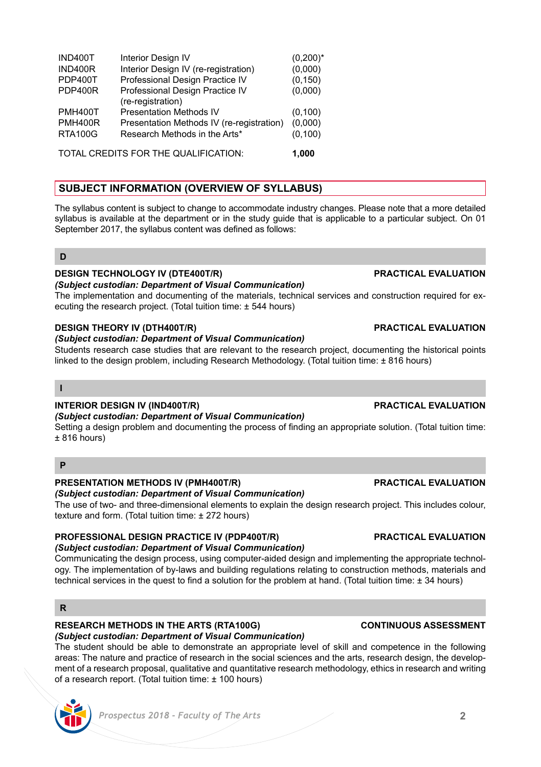| | | |
|---|---|---|
| IND400T | Interior Design IV | (0,200)* |
| IND400R | Interior Design IV (re-registration) | (0,000) |
| PDP400T | Professional Design Practice IV | (0,150) |
| PDP400R | Professional Design Practice IV (re-registration) | (0,000) |
| PMH400T | Presentation Methods IV | (0,100) |
| PMH400R | Presentation Methods IV (re-registration) | (0,000) |
| RTA100G | Research Methods in the Arts* | (0,100) |

TOTAL CREDITS FOR THE QUALIFICATION: **1,000**

## SUBJECT INFORMATION (OVERVIEW OF SYLLABUS)

The syllabus content is subject to change to accommodate industry changes. Please note that a more detailed syllabus is available at the department or in the study guide that is applicable to a particular subject. On 01 September 2017, the syllabus content was defined as follows:

### D

**DESIGN TECHNOLOGY IV (DTE400T/R)** **PRACTICAL EVALUATION**
*(Subject custodian: Department of Visual Communication)*
The implementation and documenting of the materials, technical services and construction required for executing the research project. (Total tuition time: ± 544 hours)

**DESIGN THEORY IV (DTH400T/R)** **PRACTICAL EVALUATION**
*(Subject custodian: Department of Visual Communication)*
Students research case studies that are relevant to the research project, documenting the historical points linked to the design problem, including Research Methodology. (Total tuition time: ± 816 hours)

### I

**INTERIOR DESIGN IV (IND400T/R)** **PRACTICAL EVALUATION**
*(Subject custodian: Department of Visual Communication)*
Setting a design problem and documenting the process of finding an appropriate solution. (Total tuition time: ± 816 hours)

### P

**PRESENTATION METHODS IV (PMH400T/R)** **PRACTICAL EVALUATION**
*(Subject custodian: Department of Visual Communication)*
The use of two- and three-dimensional elements to explain the design research project. This includes colour, texture and form. (Total tuition time: ± 272 hours)

**PROFESSIONAL DESIGN PRACTICE IV (PDP400T/R)** **PRACTICAL EVALUATION**
*(Subject custodian: Department of Visual Communication)*
Communicating the design process, using computer-aided design and implementing the appropriate technology. The implementation of by-laws and building regulations relating to construction methods, materials and technical services in the quest to find a solution for the problem at hand. (Total tuition time: ± 34 hours)

### R

**RESEARCH METHODS IN THE ARTS (RTA100G)** **CONTINUOUS ASSESSMENT**
*(Subject custodian: Department of Visual Communication)*
The student should be able to demonstrate an appropriate level of skill and competence in the following areas: The nature and practice of research in the social sciences and the arts, research design, the development of a research proposal, qualitative and quantitative research methodology, ethics in research and writing of a research report. (Total tuition time: ± 100 hours)